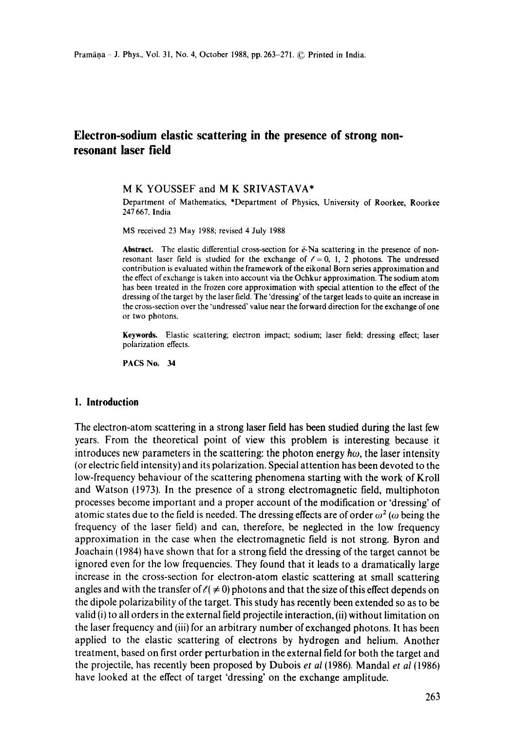# Electron-sodium elastic scattering in the presence of strong non-resonant laser field

M K YOUSSEF and M K SRIVASTAVA*

Department of Mathematics, *Department of Physics, University of Roorkee, Roorkee 247 667, India

MS received 23 May 1988; revised 4 July 1988

**Abstract.** The elastic differential cross-section for $\bar{e}$-Na scattering in the presence of non-resonant laser field is studied for the exchange of $\ell = 0, 1, 2$ photons. The undressed contribution is evaluated within the framework of the eikonal Born series approximation and the effect of exchange is taken into account via the Ochkur approximation. The sodium atom has been treated in the frozen core approximation with special attention to the effect of the dressing of the target by the laser field. The 'dressing' of the target leads to quite an increase in the cross-section over the 'undressed' value near the forward direction for the exchange of one or two photons.

**Keywords.** Elastic scattering; electron impact; sodium; laser field; dressing effect; laser polarization effects.

**PACS No. 34**

## 1. Introduction

The electron-atom scattering in a strong laser field has been studied during the last few years. From the theoretical point of view this problem is interesting because it introduces new parameters in the scattering: the photon energy $\hbar\omega$, the laser intensity (or electric field intensity) and its polarization. Special attention has been devoted to the low-frequency behaviour of the scattering phenomena starting with the work of Kroll and Watson (1973). In the presence of a strong electromagnetic field, multiphoton processes become important and a proper account of the modification or 'dressing' of atomic states due to the field is needed. The dressing effects are of order $\omega^2$ ($\omega$ being the frequency of the laser field) and can, therefore, be neglected in the low frequency approximation in the case when the electromagnetic field is not strong. Byron and Joachain (1984) have shown that for a strong field the dressing of the target cannot be ignored even for the low frequencies. They found that it leads to a dramatically large increase in the cross-section for electron-atom elastic scattering at small scattering angles and with the transfer of $\ell(\neq 0)$ photons and that the size of this effect depends on the dipole polarizability of the target. This study has recently been extended so as to be valid (i) to all orders in the external field projectile interaction, (ii) without limitation on the laser frequency and (iii) for an arbitrary number of exchanged photons. It has been applied to the elastic scattering of electrons by hydrogen and helium. Another treatment, based on first order perturbation in the external field for both the target and the projectile, has recently been proposed by Dubois *et al* (1986). Mandal *et al* (1986) have looked at the effect of target 'dressing' on the exchange amplitude.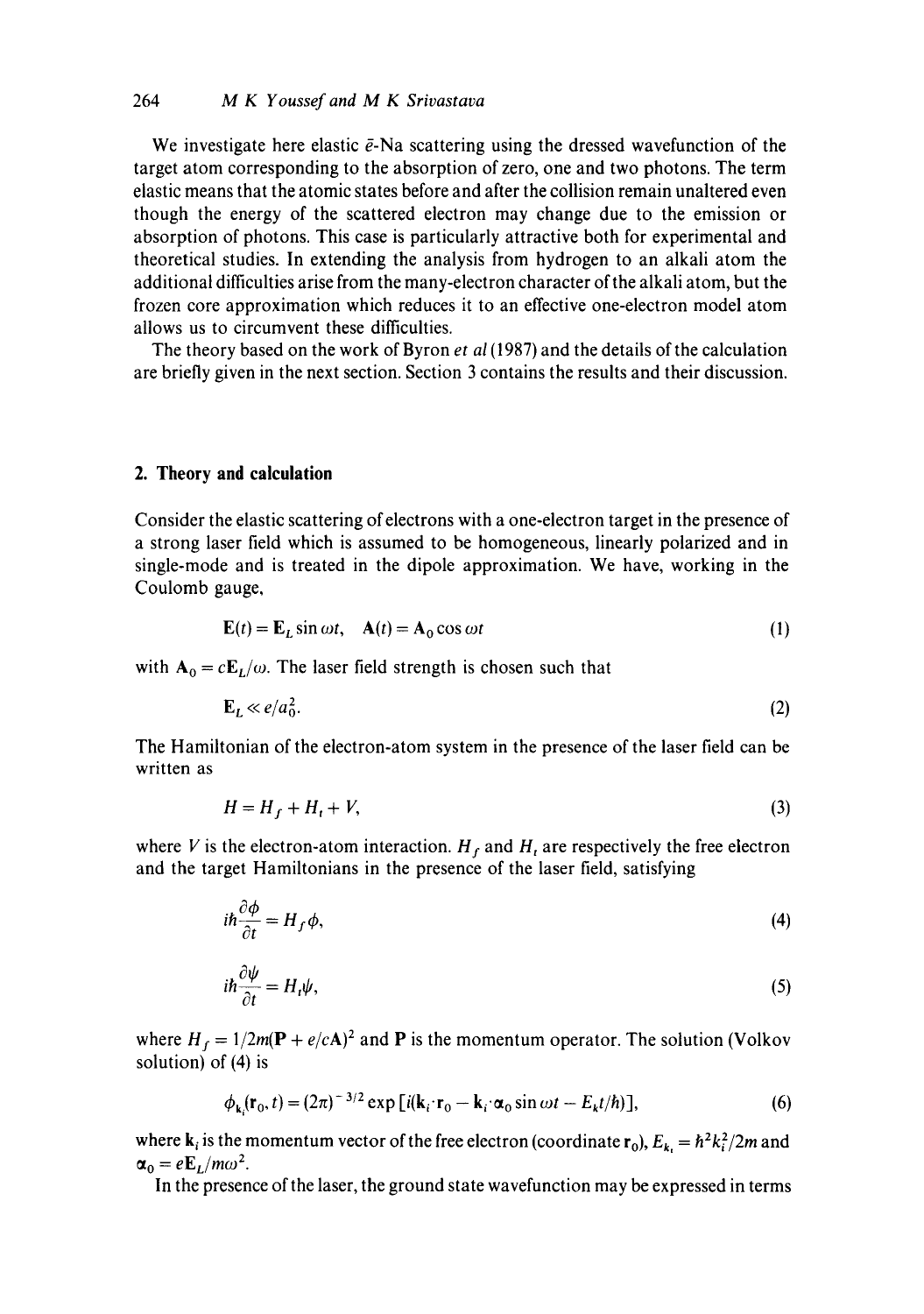We investigate here elastic $\bar{e}$-Na scattering using the dressed wavefunction of the target atom corresponding to the absorption of zero, one and two photons. The term elastic means that the atomic states before and after the collision remain unaltered even though the energy of the scattered electron may change due to the emission or absorption of photons. This case is particularly attractive both for experimental and theoretical studies. In extending the analysis from hydrogen to an alkali atom the additional difficulties arise from the many-electron character of the alkali atom, but the frozen core approximation which reduces it to an effective one-electron model atom allows us to circumvent these difficulties.

The theory based on the work of Byron *et al* (1987) and the details of the calculation are briefly given in the next section. Section 3 contains the results and their discussion.

## 2. Theory and calculation

Consider the elastic scattering of electrons with a one-electron target in the presence of a strong laser field which is assumed to be homogeneous, linearly polarized and in single-mode and is treated in the dipole approximation. We have, working in the Coulomb gauge,

$$\mathbf{E}(t) = \mathbf{E}_L \sin \omega t, \quad \mathbf{A}(t) = \mathbf{A}_0 \cos \omega t \tag{1}$$

with $\mathbf{A}_0 = c\mathbf{E}_L/\omega$. The laser field strength is chosen such that

$$\mathbf{E}_L \ll e/a_0^2. \tag{2}$$

The Hamiltonian of the electron-atom system in the presence of the laser field can be written as

$$H = H_f + H_t + V, \tag{3}$$

where $V$ is the electron-atom interaction. $H_f$ and $H_t$ are respectively the free electron and the target Hamiltonians in the presence of the laser field, satisfying

$$i\hbar \frac{\partial \phi}{\partial t} = H_f \phi, \tag{4}$$

$$i\hbar \frac{\partial \psi}{\partial t} = H_t \psi, \tag{5}$$

where $H_f = 1/2m(\mathbf{P} + e/c\mathbf{A})^2$ and $\mathbf{P}$ is the momentum operator. The solution (Volkov solution) of (4) is

$$\phi_{\mathbf{k}_i}(\mathbf{r}_0, t) = (2\pi)^{-3/2} \exp[i(\mathbf{k}_i \cdot \mathbf{r}_0 - \mathbf{k}_i \cdot \boldsymbol{\alpha}_0 \sin \omega t - E_k t/\hbar)], \tag{6}$$

where $\mathbf{k}_i$ is the momentum vector of the free electron (coordinate $\mathbf{r}_0$), $E_{k_i} = \hbar^2 k_i^2/2m$ and $\boldsymbol{\alpha}_0 = e\mathbf{E}_L/m\omega^2$.

In the presence of the laser, the ground state wavefunction may be expressed in terms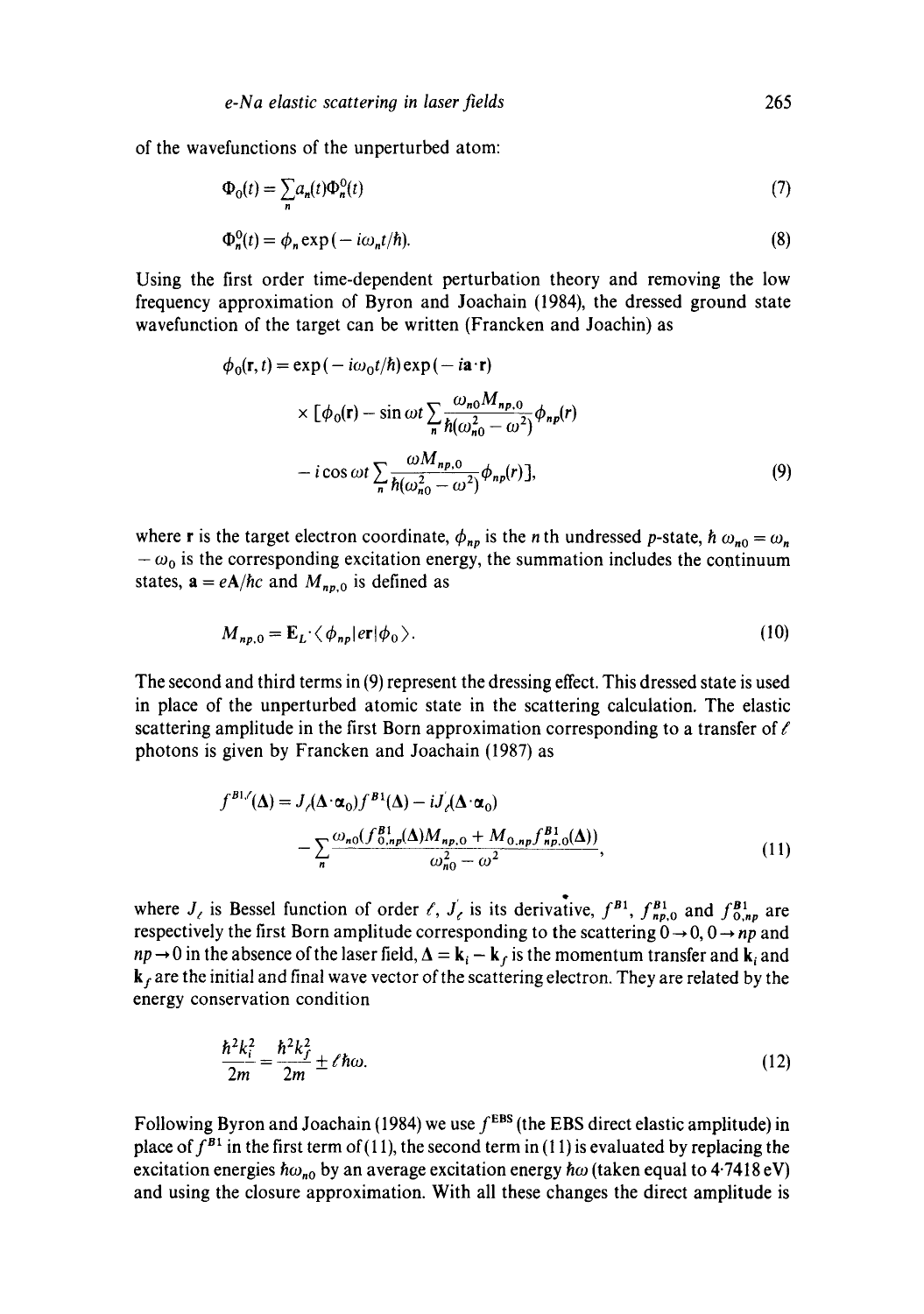of the wavefunctions of the unperturbed atom:

$$\Phi_0(t) = \sum_n a_n(t)\Phi_n^0(t) \tag{7}$$

$$\Phi_n^0(t) = \phi_n \exp(-i\omega_n t/\hbar). \tag{8}$$

Using the first order time-dependent perturbation theory and removing the low frequency approximation of Byron and Joachain (1984), the dressed ground state wavefunction of the target can be written (Francken and Joachin) as

$$\begin{aligned}\phi_0(\mathbf{r}, t) = {} & \exp(-i\omega_0 t/\hbar)\exp(-i\mathbf{a}\cdot\mathbf{r}) \\ & \times [\phi_0(\mathbf{r}) - \sin\omega t \sum_n \frac{\omega_{n0} M_{np,0}}{\hbar(\omega_{n0}^2 - \omega^2)}\phi_{np}(r) \\ & - i\cos\omega t \sum_n \frac{\omega M_{np,0}}{\hbar(\omega_{n0}^2 - \omega^2)}\phi_{np}(r)],\end{aligned} \tag{9}$$

where $\mathbf{r}$ is the target electron coordinate, $\phi_{np}$ is the $n$th undressed $p$-state, $\hbar\,\omega_{n0} = \omega_n - \omega_0$ is the corresponding excitation energy, the summation includes the continuum states, $\mathbf{a} = e\mathbf{A}/\hbar c$ and $M_{np,0}$ is defined as

$$M_{np,0} = \mathbf{E}_L \cdot \langle \phi_{np} | e\mathbf{r} | \phi_0 \rangle. \tag{10}$$

The second and third terms in (9) represent the dressing effect. This dressed state is used in place of the unperturbed atomic state in the scattering calculation. The elastic scattering amplitude in the first Born approximation corresponding to a transfer of $\ell$ photons is given by Francken and Joachain (1987) as

$$\begin{aligned}f^{B1,\ell}(\Delta) = {} & J_\ell(\Delta\cdot\boldsymbol{\alpha}_0)f^{B1}(\Delta) - iJ'_\ell(\Delta\cdot\boldsymbol{\alpha}_0) \\ & - \sum_n \frac{\omega_{n0}(f^{B1}_{0,np}(\Delta)M_{np,0} + M_{0,np}f^{B1}_{np,0}(\Delta))}{\omega_{n0}^2 - \omega^2},\end{aligned} \tag{11}$$

where $J_\ell$ is Bessel function of order $\ell$, $J'_\ell$ is its derivative, $f^{B1}$, $f^{B1}_{np,0}$ and $f^{B1}_{0,np}$ are respectively the first Born amplitude corresponding to the scattering $0 \to 0$, $0 \to np$ and $np \to 0$ in the absence of the laser field, $\Delta = \mathbf{k}_i - \mathbf{k}_f$ is the momentum transfer and $\mathbf{k}_i$ and $\mathbf{k}_f$ are the initial and final wave vector of the scattering electron. They are related by the energy conservation condition

$$\frac{\hbar^2 k_i^2}{2m} = \frac{\hbar^2 k_f^2}{2m} \pm \ell\hbar\omega. \tag{12}$$

Following Byron and Joachain (1984) we use $f^{EBS}$ (the EBS direct elastic amplitude) in place of $f^{B1}$ in the first term of (11), the second term in (11) is evaluated by replacing the excitation energies $\hbar\omega_{n0}$ by an average excitation energy $\hbar\bar{\omega}$ (taken equal to 4·7418 eV) and using the closure approximation. With all these changes the direct amplitude is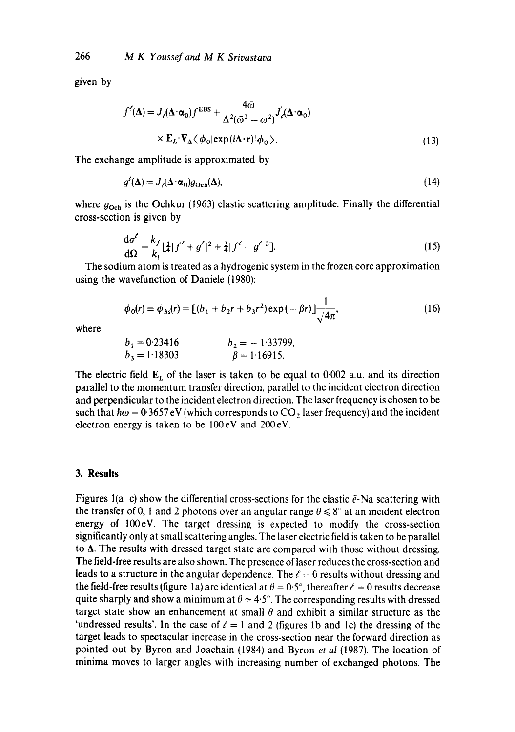given by

$$f^{\ell}(\Delta) = J_{\ell}(\Delta\cdot\alpha_0) f^{\mathrm{EBS}} + \frac{4\bar{\omega}}{\Delta^2(\bar{\omega}^2 - \omega^2)} J_{\ell}'(\Delta\cdot\alpha_0) \times \mathbf{E}_L\cdot\nabla_\Delta \langle \phi_0 | \exp(i\Delta\cdot\mathbf{r}) | \phi_0 \rangle. \tag{13}$$

The exchange amplitude is approximated by

$$g^{\ell}(\Delta) = J_{\ell}(\Delta\cdot\alpha_0) g_{\mathrm{Och}}(\Delta), \tag{14}$$

where $g_{\mathrm{Och}}$ is the Ochkur (1963) elastic scattering amplitude. Finally the differential cross-section is given by

$$\frac{\mathrm{d}\sigma^{\ell}}{\mathrm{d}\Omega} = \frac{k_f}{k_i}\left[\tfrac{1}{4}|f^{\ell} + g^{\ell}|^2 + \tfrac{3}{4}|f^{\ell} - g^{\ell}|^2\right]. \tag{15}$$

The sodium atom is treated as a hydrogenic system in the frozen core approximation using the wavefunction of Daniele (1980):

$$\phi_0(r) \equiv \phi_{3s}(r) = \left[(b_1 + b_2 r + b_3 r^2)\exp(-\beta r)\right]\frac{1}{\sqrt{4\pi}}, \tag{16}$$

where

$b_1 = 0.23416 \qquad b_2 = -1.33799,$

$b_3 = 1.18303 \qquad \beta = 1.16915.$

The electric field $\mathbf{E}_L$ of the laser is taken to be equal to 0.002 a.u. and its direction parallel to the momentum transfer direction, parallel to the incident electron direction and perpendicular to the incident electron direction. The laser frequency is chosen to be such that $\hbar\omega = 0.3657$ eV (which corresponds to $CO_2$ laser frequency) and the incident electron energy is taken to be 100 eV and 200 eV.

## 3. Results

Figures 1(a–c) show the differential cross-sections for the elastic $\bar{e}$-Na scattering with the transfer of 0, 1 and 2 photons over an angular range $\theta \leqslant 8°$ at an incident electron energy of 100 eV. The target dressing is expected to modify the cross-section significantly only at small scattering angles. The laser electric field is taken to be parallel to $\Delta$. The results with dressed target state are compared with those without dressing. The field-free results are also shown. The presence of laser reduces the cross-section and leads to a structure in the angular dependence. The $\ell = 0$ results without dressing and the field-free results (figure 1a) are identical at $\theta = 0.5°$, thereafter $\ell = 0$ results decrease quite sharply and show a minimum at $\theta \simeq 4.5°$. The corresponding results with dressed target state show an enhancement at small $\theta$ and exhibit a similar structure as the 'undressed results'. In the case of $\ell = 1$ and 2 (figures 1b and 1c) the dressing of the target leads to spectacular increase in the cross-section near the forward direction as pointed out by Byron and Joachain (1984) and Byron *et al* (1987). The location of minima moves to larger angles with increasing number of exchanged photons. The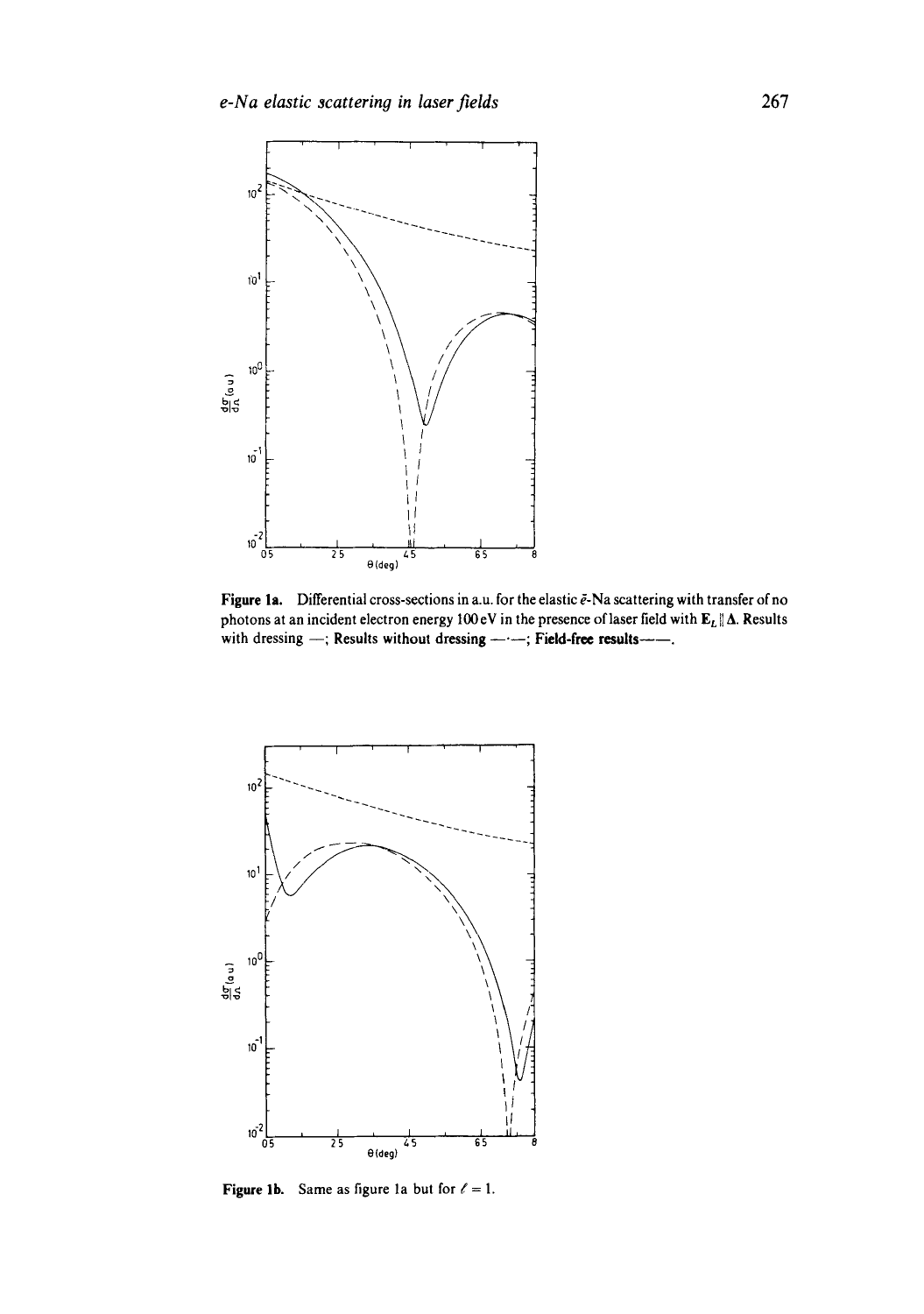**Figure 1a.** Differential cross-sections in a.u. for the elastic $\bar{e}$-Na scattering with transfer of no photons at an incident electron energy 100 eV in the presence of laser field with $\mathbf{E}_L \parallel \mathbf{\Delta}$. Results with dressing —; Results without dressing —·—; **Field-free results——.**

**Figure 1b.** Same as figure 1a but for $\ell = 1$.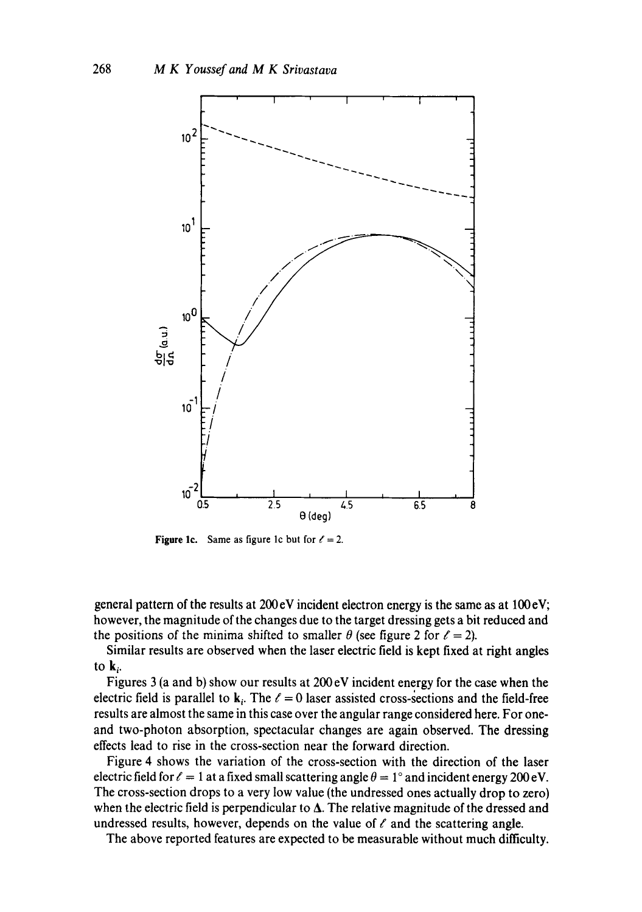Figure 1c. Same as figure 1c but for $\ell = 2$.

general pattern of the results at 200 eV incident electron energy is the same as at 100 eV; however, the magnitude of the changes due to the target dressing gets a bit reduced and the positions of the minima shifted to smaller $\theta$ (see figure 2 for $\ell = 2$).

Similar results are observed when the laser electric field is kept fixed at right angles to $\mathbf{k}_i$.

Figures 3 (a and b) show our results at 200 eV incident energy for the case when the electric field is parallel to $\mathbf{k}_i$. The $\ell = 0$ laser assisted cross-sections and the field-free results are almost the same in this case over the angular range considered here. For one- and two-photon absorption, spectacular changes are again observed. The dressing effects lead to rise in the cross-section near the forward direction.

Figure 4 shows the variation of the cross-section with the direction of the laser electric field for $\ell = 1$ at a fixed small scattering angle $\theta = 1°$ and incident energy 200 eV. The cross-section drops to a very low value (the undressed ones actually drop to zero) when the electric field is perpendicular to $\mathbf{\Delta}$. The relative magnitude of the dressed and undressed results, however, depends on the value of $\ell$ and the scattering angle.

The above reported features are expected to be measurable without much difficulty.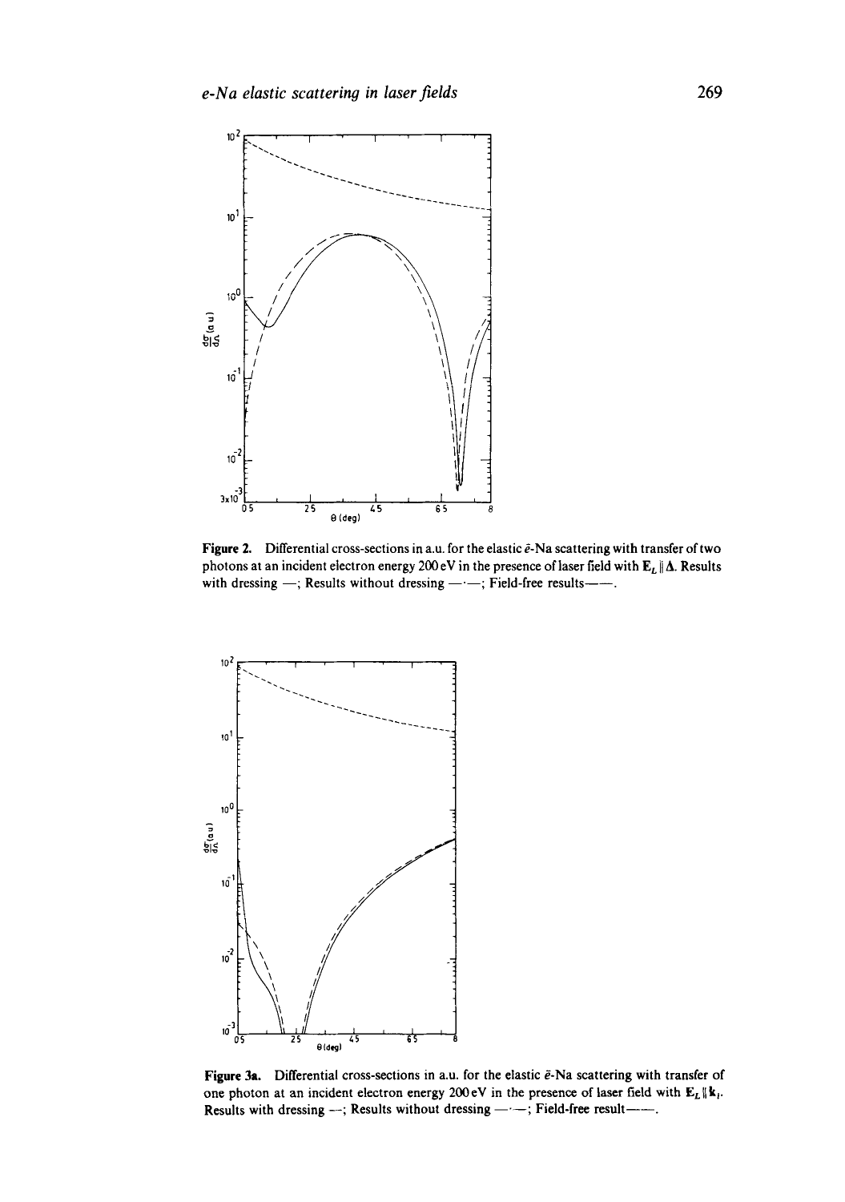**Figure 2.** Differential cross-sections in a.u. for the elastic $\bar{e}$-Na scattering with transfer of two photons at an incident electron energy 200 eV in the presence of laser field with $\mathbf{E}_L \parallel \boldsymbol{\Delta}$. Results with dressing —; Results without dressing —·—; Field-free results——.

**Figure 3a.** Differential cross-sections in a.u. for the elastic $\bar{e}$-Na scattering with transfer of one photon at an incident electron energy 200 eV in the presence of laser field with $\mathbf{E}_L \parallel \mathbf{k}_i$. Results with dressing —; Results without dressing —·—; Field-free result——.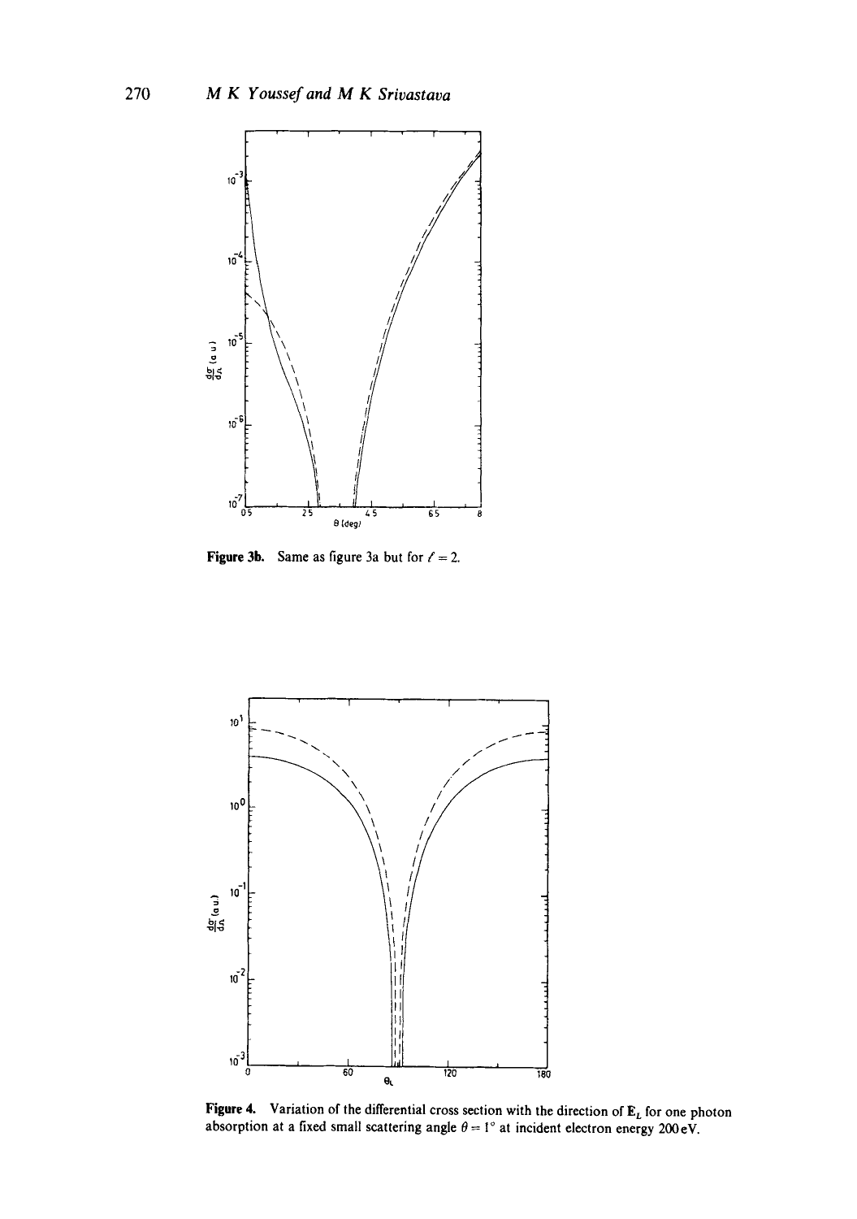**Figure 3b.** Same as figure 3a but for $\ell = 2$.

**Figure 4.** Variation of the differential cross section with the direction of $\mathbf{E}_L$ for one photon absorption at a fixed small scattering angle $\theta = 1°$ at incident electron energy 200 eV.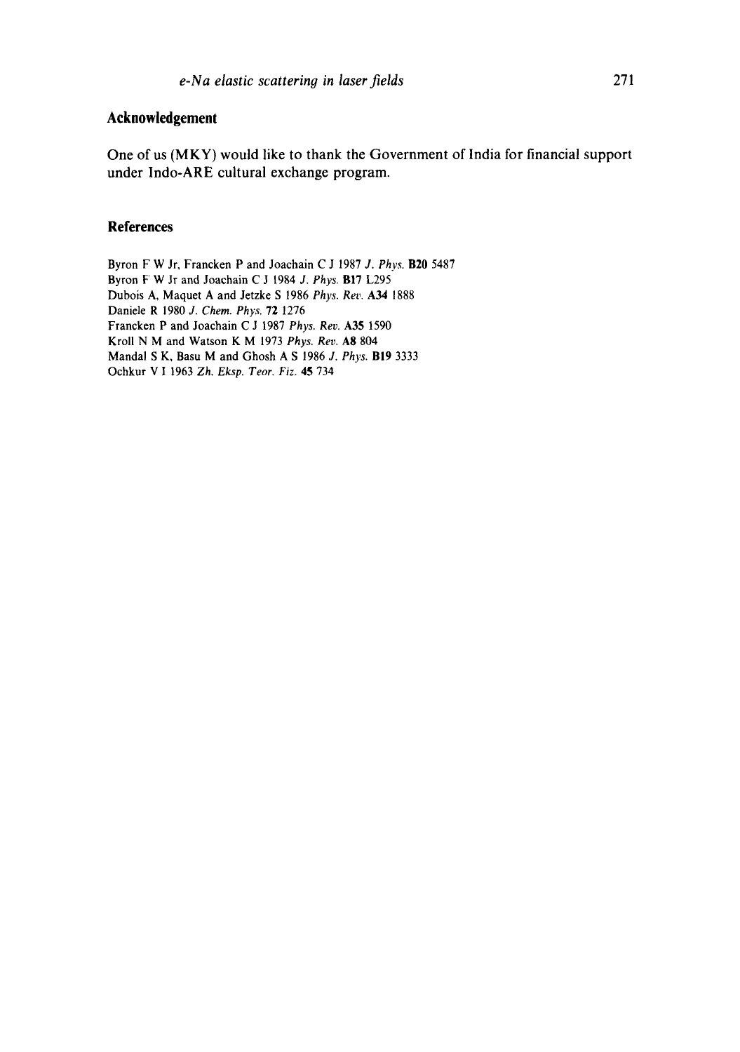## Acknowledgement

One of us (MKY) would like to thank the Government of India for financial support under Indo-ARE cultural exchange program.

## References

Byron F W Jr, Francken P and Joachain C J 1987 *J. Phys.* **B20** 5487
Byron F W Jr and Joachain C J 1984 *J. Phys.* **B17** L295
Dubois A, Maquet A and Jetzke S 1986 *Phys. Rev.* **A34** 1888
Daniele R 1980 *J. Chem. Phys.* **72** 1276
Francken P and Joachain C J 1987 *Phys. Rev.* **A35** 1590
Kroll N M and Watson K M 1973 *Phys. Rev.* **A8** 804
Mandal S K, Basu M and Ghosh A S 1986 *J. Phys.* **B19** 3333
Ochkur V I 1963 *Zh. Eksp. Teor. Fiz.* **45** 734